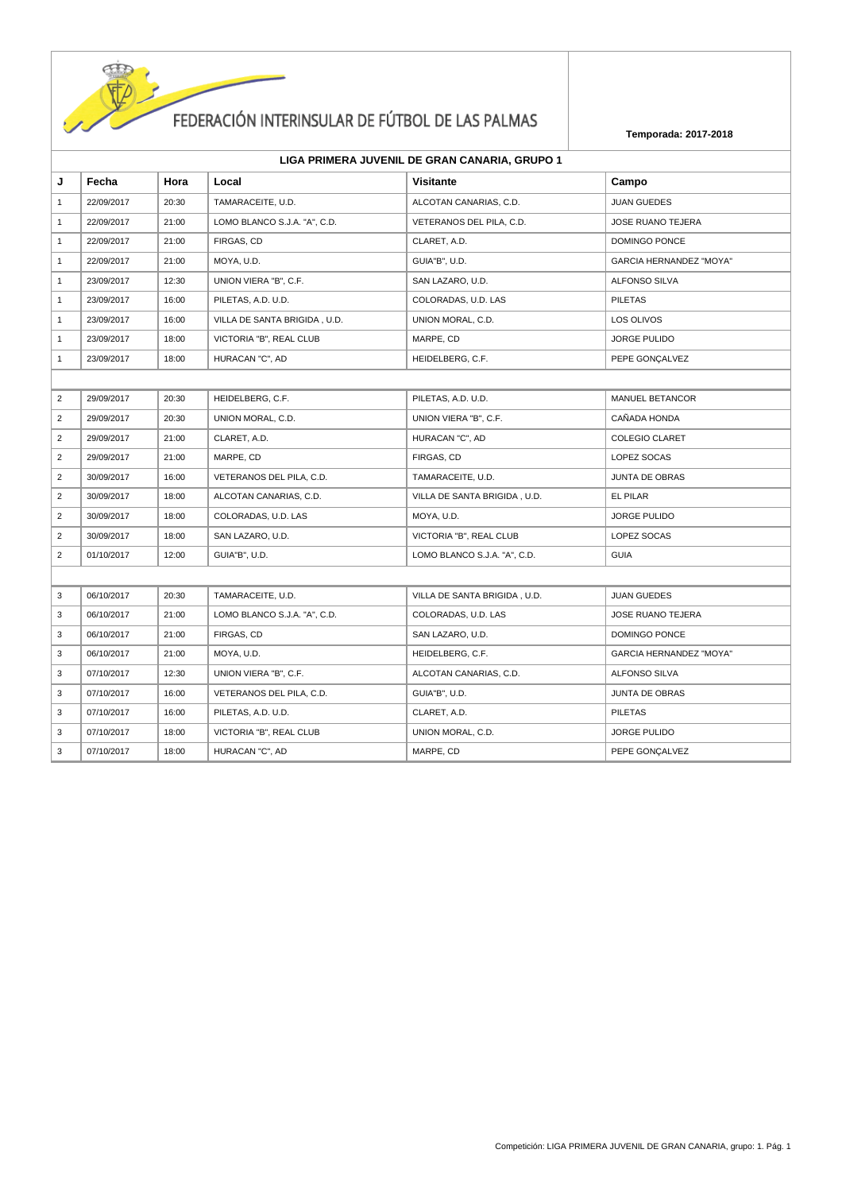# FEDERACIÓN INTERINSULAR DE FÚTBOL DE LAS PALMAS

**Temporada: 2017-2018**

## LIGA PRIMERA JUVENIL DE GRAN CANARIA, GRUPO 1

| J | Fecha | Hora | Local | Visitante | Campo |
|---|---|---|---|---|---|
| 1 | 22/09/2017 | 20:30 | TAMARACEITE, U.D. | ALCOTAN CANARIAS, C.D. | JUAN GUEDES |
| 1 | 22/09/2017 | 21:00 | LOMO BLANCO S.J.A. "A", C.D. | VETERANOS DEL PILA, C.D. | JOSE RUANO TEJERA |
| 1 | 22/09/2017 | 21:00 | FIRGAS, CD | CLARET, A.D. | DOMINGO PONCE |
| 1 | 22/09/2017 | 21:00 | MOYA, U.D. | GUIA"B", U.D. | GARCIA HERNANDEZ "MOYA" |
| 1 | 23/09/2017 | 12:30 | UNION VIERA "B", C.F. | SAN LAZARO, U.D. | ALFONSO SILVA |
| 1 | 23/09/2017 | 16:00 | PILETAS, A.D. U.D. | COLORADAS, U.D. LAS | PILETAS |
| 1 | 23/09/2017 | 16:00 | VILLA DE SANTA BRIGIDA , U.D. | UNION MORAL, C.D. | LOS OLIVOS |
| 1 | 23/09/2017 | 18:00 | VICTORIA "B", REAL CLUB | MARPE, CD | JORGE PULIDO |
| 1 | 23/09/2017 | 18:00 | HURACAN "C", AD | HEIDELBERG, C.F. | PEPE GONÇALVEZ |
| | | | | | |
| 2 | 29/09/2017 | 20:30 | HEIDELBERG, C.F. | PILETAS, A.D. U.D. | MANUEL BETANCOR |
| 2 | 29/09/2017 | 20:30 | UNION MORAL, C.D. | UNION VIERA "B", C.F. | CAÑADA HONDA |
| 2 | 29/09/2017 | 21:00 | CLARET, A.D. | HURACAN "C", AD | COLEGIO CLARET |
| 2 | 29/09/2017 | 21:00 | MARPE, CD | FIRGAS, CD | LOPEZ SOCAS |
| 2 | 30/09/2017 | 16:00 | VETERANOS DEL PILA, C.D. | TAMARACEITE, U.D. | JUNTA DE OBRAS |
| 2 | 30/09/2017 | 18:00 | ALCOTAN CANARIAS, C.D. | VILLA DE SANTA BRIGIDA , U.D. | EL PILAR |
| 2 | 30/09/2017 | 18:00 | COLORADAS, U.D. LAS | MOYA, U.D. | JORGE PULIDO |
| 2 | 30/09/2017 | 18:00 | SAN LAZARO, U.D. | VICTORIA "B", REAL CLUB | LOPEZ SOCAS |
| 2 | 01/10/2017 | 12:00 | GUIA"B", U.D. | LOMO BLANCO S.J.A. "A", C.D. | GUIA |
| | | | | | |
| 3 | 06/10/2017 | 20:30 | TAMARACEITE, U.D. | VILLA DE SANTA BRIGIDA , U.D. | JUAN GUEDES |
| 3 | 06/10/2017 | 21:00 | LOMO BLANCO S.J.A. "A", C.D. | COLORADAS, U.D. LAS | JOSE RUANO TEJERA |
| 3 | 06/10/2017 | 21:00 | FIRGAS, CD | SAN LAZARO, U.D. | DOMINGO PONCE |
| 3 | 06/10/2017 | 21:00 | MOYA, U.D. | HEIDELBERG, C.F. | GARCIA HERNANDEZ "MOYA" |
| 3 | 07/10/2017 | 12:30 | UNION VIERA "B", C.F. | ALCOTAN CANARIAS, C.D. | ALFONSO SILVA |
| 3 | 07/10/2017 | 16:00 | VETERANOS DEL PILA, C.D. | GUIA"B", U.D. | JUNTA DE OBRAS |
| 3 | 07/10/2017 | 16:00 | PILETAS, A.D. U.D. | CLARET, A.D. | PILETAS |
| 3 | 07/10/2017 | 18:00 | VICTORIA "B", REAL CLUB | UNION MORAL, C.D. | JORGE PULIDO |
| 3 | 07/10/2017 | 18:00 | HURACAN "C", AD | MARPE, CD | PEPE GONÇALVEZ |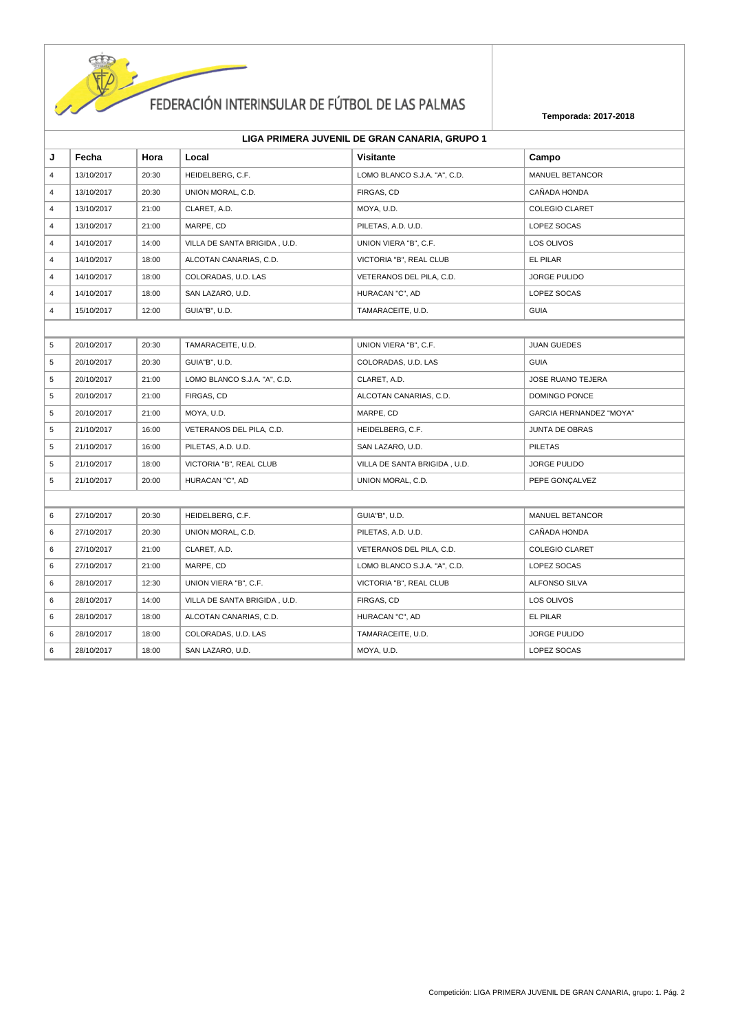FEDERACIÓN INTERINSULAR DE FÚTBOL DE LAS PALMAS

**Temporada: 2017-2018**

## LIGA PRIMERA JUVENIL DE GRAN CANARIA, GRUPO 1

| J | Fecha | Hora | Local | Visitante | Campo |
|---|---|---|---|---|---|
| 4 | 13/10/2017 | 20:30 | HEIDELBERG, C.F. | LOMO BLANCO S.J.A. "A", C.D. | MANUEL BETANCOR |
| 4 | 13/10/2017 | 20:30 | UNION MORAL, C.D. | FIRGAS, CD | CAÑADA HONDA |
| 4 | 13/10/2017 | 21:00 | CLARET, A.D. | MOYA, U.D. | COLEGIO CLARET |
| 4 | 13/10/2017 | 21:00 | MARPE, CD | PILETAS, A.D. U.D. | LOPEZ SOCAS |
| 4 | 14/10/2017 | 14:00 | VILLA DE SANTA BRIGIDA , U.D. | UNION VIERA "B", C.F. | LOS OLIVOS |
| 4 | 14/10/2017 | 18:00 | ALCOTAN CANARIAS, C.D. | VICTORIA "B", REAL CLUB | EL PILAR |
| 4 | 14/10/2017 | 18:00 | COLORADAS, U.D. LAS | VETERANOS DEL PILA, C.D. | JORGE PULIDO |
| 4 | 14/10/2017 | 18:00 | SAN LAZARO, U.D. | HURACAN "C", AD | LOPEZ SOCAS |
| 4 | 15/10/2017 | 12:00 | GUIA"B", U.D. | TAMARACEITE, U.D. | GUIA |
| | | | | | |
| 5 | 20/10/2017 | 20:30 | TAMARACEITE, U.D. | UNION VIERA "B", C.F. | JUAN GUEDES |
| 5 | 20/10/2017 | 20:30 | GUIA"B", U.D. | COLORADAS, U.D. LAS | GUIA |
| 5 | 20/10/2017 | 21:00 | LOMO BLANCO S.J.A. "A", C.D. | CLARET, A.D. | JOSE RUANO TEJERA |
| 5 | 20/10/2017 | 21:00 | FIRGAS, CD | ALCOTAN CANARIAS, C.D. | DOMINGO PONCE |
| 5 | 20/10/2017 | 21:00 | MOYA, U.D. | MARPE, CD | GARCIA HERNANDEZ "MOYA" |
| 5 | 21/10/2017 | 16:00 | VETERANOS DEL PILA, C.D. | HEIDELBERG, C.F. | JUNTA DE OBRAS |
| 5 | 21/10/2017 | 16:00 | PILETAS, A.D. U.D. | SAN LAZARO, U.D. | PILETAS |
| 5 | 21/10/2017 | 18:00 | VICTORIA "B", REAL CLUB | VILLA DE SANTA BRIGIDA , U.D. | JORGE PULIDO |
| 5 | 21/10/2017 | 20:00 | HURACAN "C", AD | UNION MORAL, C.D. | PEPE GONÇALVEZ |
| | | | | | |
| 6 | 27/10/2017 | 20:30 | HEIDELBERG, C.F. | GUIA"B", U.D. | MANUEL BETANCOR |
| 6 | 27/10/2017 | 20:30 | UNION MORAL, C.D. | PILETAS, A.D. U.D. | CAÑADA HONDA |
| 6 | 27/10/2017 | 21:00 | CLARET, A.D. | VETERANOS DEL PILA, C.D. | COLEGIO CLARET |
| 6 | 27/10/2017 | 21:00 | MARPE, CD | LOMO BLANCO S.J.A. "A", C.D. | LOPEZ SOCAS |
| 6 | 28/10/2017 | 12:30 | UNION VIERA "B", C.F. | VICTORIA "B", REAL CLUB | ALFONSO SILVA |
| 6 | 28/10/2017 | 14:00 | VILLA DE SANTA BRIGIDA , U.D. | FIRGAS, CD | LOS OLIVOS |
| 6 | 28/10/2017 | 18:00 | ALCOTAN CANARIAS, C.D. | HURACAN "C", AD | EL PILAR |
| 6 | 28/10/2017 | 18:00 | COLORADAS, U.D. LAS | TAMARACEITE, U.D. | JORGE PULIDO |
| 6 | 28/10/2017 | 18:00 | SAN LAZARO, U.D. | MOYA, U.D. | LOPEZ SOCAS |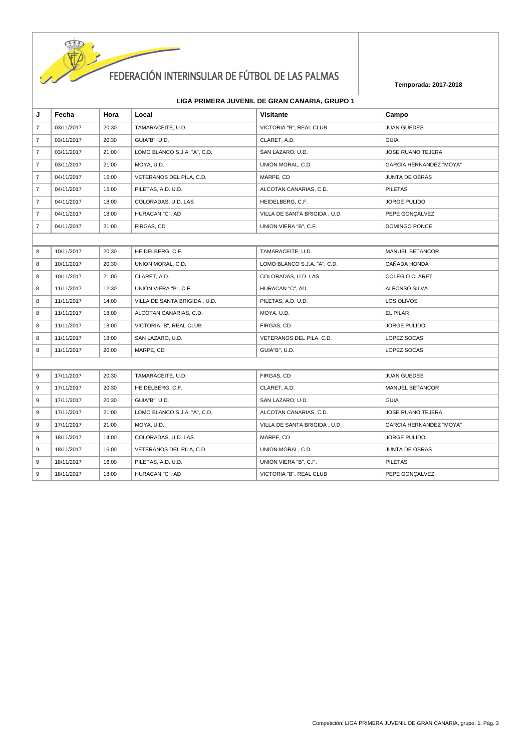# FEDERACIÓN INTERINSULAR DE FÚTBOL DE LAS PALMAS

**Temporada: 2017-2018**

## LIGA PRIMERA JUVENIL DE GRAN CANARIA, GRUPO 1

| J | Fecha | Hora | Local | Visitante | Campo |
|---|---|---|---|---|---|
| 7 | 03/11/2017 | 20:30 | TAMARACEITE, U.D. | VICTORIA "B", REAL CLUB | JUAN GUEDES |
| 7 | 03/11/2017 | 20:30 | GUIA"B", U.D. | CLARET, A.D. | GUIA |
| 7 | 03/11/2017 | 21:00 | LOMO BLANCO S.J.A. "A", C.D. | SAN LAZARO, U.D. | JOSE RUANO TEJERA |
| 7 | 03/11/2017 | 21:00 | MOYA, U.D. | UNION MORAL, C.D. | GARCIA HERNANDEZ "MOYA" |
| 7 | 04/11/2017 | 16:00 | VETERANOS DEL PILA, C.D. | MARPE, CD | JUNTA DE OBRAS |
| 7 | 04/11/2017 | 16:00 | PILETAS, A.D. U.D. | ALCOTAN CANARIAS, C.D. | PILETAS |
| 7 | 04/11/2017 | 18:00 | COLORADAS, U.D. LAS | HEIDELBERG, C.F. | JORGE PULIDO |
| 7 | 04/11/2017 | 18:00 | HURACAN "C", AD | VILLA DE SANTA BRIGIDA , U.D. | PEPE GONÇALVEZ |
| 7 | 04/11/2017 | 21:00 | FIRGAS, CD | UNION VIERA "B", C.F. | DOMINGO PONCE |
| | | | | | |
| 8 | 10/11/2017 | 20:30 | HEIDELBERG, C.F. | TAMARACEITE, U.D. | MANUEL BETANCOR |
| 8 | 10/11/2017 | 20:30 | UNION MORAL, C.D. | LOMO BLANCO S.J.A. "A", C.D. | CAÑADA HONDA |
| 8 | 10/11/2017 | 21:00 | CLARET, A.D. | COLORADAS, U.D. LAS | COLEGIO CLARET |
| 8 | 11/11/2017 | 12:30 | UNION VIERA "B", C.F. | HURACAN "C", AD | ALFONSO SILVA |
| 8 | 11/11/2017 | 14:00 | VILLA DE SANTA BRIGIDA , U.D. | PILETAS, A.D. U.D. | LOS OLIVOS |
| 8 | 11/11/2017 | 18:00 | ALCOTAN CANARIAS, C.D. | MOYA, U.D. | EL PILAR |
| 8 | 11/11/2017 | 18:00 | VICTORIA "B", REAL CLUB | FIRGAS, CD | JORGE PULIDO |
| 8 | 11/11/2017 | 18:00 | SAN LAZARO, U.D. | VETERANOS DEL PILA, C.D. | LOPEZ SOCAS |
| 8 | 11/11/2017 | 20:00 | MARPE, CD | GUIA"B", U.D. | LOPEZ SOCAS |
| | | | | | |
| 9 | 17/11/2017 | 20:30 | TAMARACEITE, U.D. | FIRGAS, CD | JUAN GUEDES |
| 9 | 17/11/2017 | 20:30 | HEIDELBERG, C.F. | CLARET, A.D. | MANUEL BETANCOR |
| 9 | 17/11/2017 | 20:30 | GUIA"B", U.D. | SAN LAZARO, U.D. | GUIA |
| 9 | 17/11/2017 | 21:00 | LOMO BLANCO S.J.A. "A", C.D. | ALCOTAN CANARIAS, C.D. | JOSE RUANO TEJERA |
| 9 | 17/11/2017 | 21:00 | MOYA, U.D. | VILLA DE SANTA BRIGIDA , U.D. | GARCIA HERNANDEZ "MOYA" |
| 9 | 18/11/2017 | 14:00 | COLORADAS, U.D. LAS | MARPE, CD | JORGE PULIDO |
| 9 | 18/11/2017 | 16:00 | VETERANOS DEL PILA, C.D. | UNION MORAL, C.D. | JUNTA DE OBRAS |
| 9 | 18/11/2017 | 16:00 | PILETAS, A.D. U.D. | UNION VIERA "B", C.F. | PILETAS |
| 9 | 18/11/2017 | 18:00 | HURACAN "C", AD | VICTORIA "B", REAL CLUB | PEPE GONÇALVEZ |

Competición: LIGA PRIMERA JUVENIL DE GRAN CANARIA, grupo: 1. Pág. 3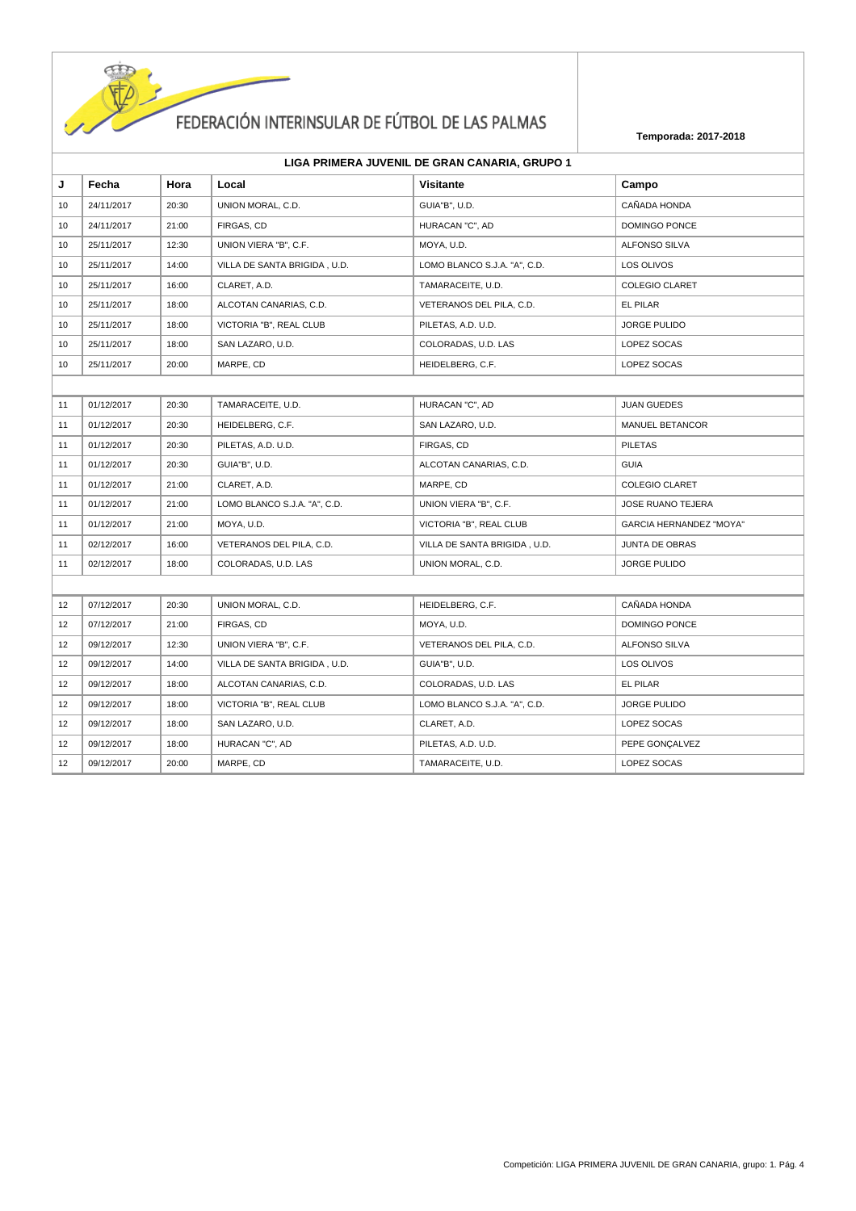FEDERACIÓN INTERINSULAR DE FÚTBOL DE LAS PALMAS

**Temporada: 2017-2018**

## LIGA PRIMERA JUVENIL DE GRAN CANARIA, GRUPO 1

| J | Fecha | Hora | Local | Visitante | Campo |
|---|---|---|---|---|---|
| 10 | 24/11/2017 | 20:30 | UNION MORAL, C.D. | GUIA"B", U.D. | CAÑADA HONDA |
| 10 | 24/11/2017 | 21:00 | FIRGAS, CD | HURACAN "C", AD | DOMINGO PONCE |
| 10 | 25/11/2017 | 12:30 | UNION VIERA "B", C.F. | MOYA, U.D. | ALFONSO SILVA |
| 10 | 25/11/2017 | 14:00 | VILLA DE SANTA BRIGIDA , U.D. | LOMO BLANCO S.J.A. "A", C.D. | LOS OLIVOS |
| 10 | 25/11/2017 | 16:00 | CLARET, A.D. | TAMARACEITE, U.D. | COLEGIO CLARET |
| 10 | 25/11/2017 | 18:00 | ALCOTAN CANARIAS, C.D. | VETERANOS DEL PILA, C.D. | EL PILAR |
| 10 | 25/11/2017 | 18:00 | VICTORIA "B", REAL CLUB | PILETAS, A.D. U.D. | JORGE PULIDO |
| 10 | 25/11/2017 | 18:00 | SAN LAZARO, U.D. | COLORADAS, U.D. LAS | LOPEZ SOCAS |
| 10 | 25/11/2017 | 20:00 | MARPE, CD | HEIDELBERG, C.F. | LOPEZ SOCAS |
| | | | | | |
| 11 | 01/12/2017 | 20:30 | TAMARACEITE, U.D. | HURACAN "C", AD | JUAN GUEDES |
| 11 | 01/12/2017 | 20:30 | HEIDELBERG, C.F. | SAN LAZARO, U.D. | MANUEL BETANCOR |
| 11 | 01/12/2017 | 20:30 | PILETAS, A.D. U.D. | FIRGAS, CD | PILETAS |
| 11 | 01/12/2017 | 20:30 | GUIA"B", U.D. | ALCOTAN CANARIAS, C.D. | GUIA |
| 11 | 01/12/2017 | 21:00 | CLARET, A.D. | MARPE, CD | COLEGIO CLARET |
| 11 | 01/12/2017 | 21:00 | LOMO BLANCO S.J.A. "A", C.D. | UNION VIERA "B", C.F. | JOSE RUANO TEJERA |
| 11 | 01/12/2017 | 21:00 | MOYA, U.D. | VICTORIA "B", REAL CLUB | GARCIA HERNANDEZ "MOYA" |
| 11 | 02/12/2017 | 16:00 | VETERANOS DEL PILA, C.D. | VILLA DE SANTA BRIGIDA , U.D. | JUNTA DE OBRAS |
| 11 | 02/12/2017 | 18:00 | COLORADAS, U.D. LAS | UNION MORAL, C.D. | JORGE PULIDO |
| | | | | | |
| 12 | 07/12/2017 | 20:30 | UNION MORAL, C.D. | HEIDELBERG, C.F. | CAÑADA HONDA |
| 12 | 07/12/2017 | 21:00 | FIRGAS, CD | MOYA, U.D. | DOMINGO PONCE |
| 12 | 09/12/2017 | 12:30 | UNION VIERA "B", C.F. | VETERANOS DEL PILA, C.D. | ALFONSO SILVA |
| 12 | 09/12/2017 | 14:00 | VILLA DE SANTA BRIGIDA , U.D. | GUIA"B", U.D. | LOS OLIVOS |
| 12 | 09/12/2017 | 18:00 | ALCOTAN CANARIAS, C.D. | COLORADAS, U.D. LAS | EL PILAR |
| 12 | 09/12/2017 | 18:00 | VICTORIA "B", REAL CLUB | LOMO BLANCO S.J.A. "A", C.D. | JORGE PULIDO |
| 12 | 09/12/2017 | 18:00 | SAN LAZARO, U.D. | CLARET, A.D. | LOPEZ SOCAS |
| 12 | 09/12/2017 | 18:00 | HURACAN "C", AD | PILETAS, A.D. U.D. | PEPE GONÇALVEZ |
| 12 | 09/12/2017 | 20:00 | MARPE, CD | TAMARACEITE, U.D. | LOPEZ SOCAS |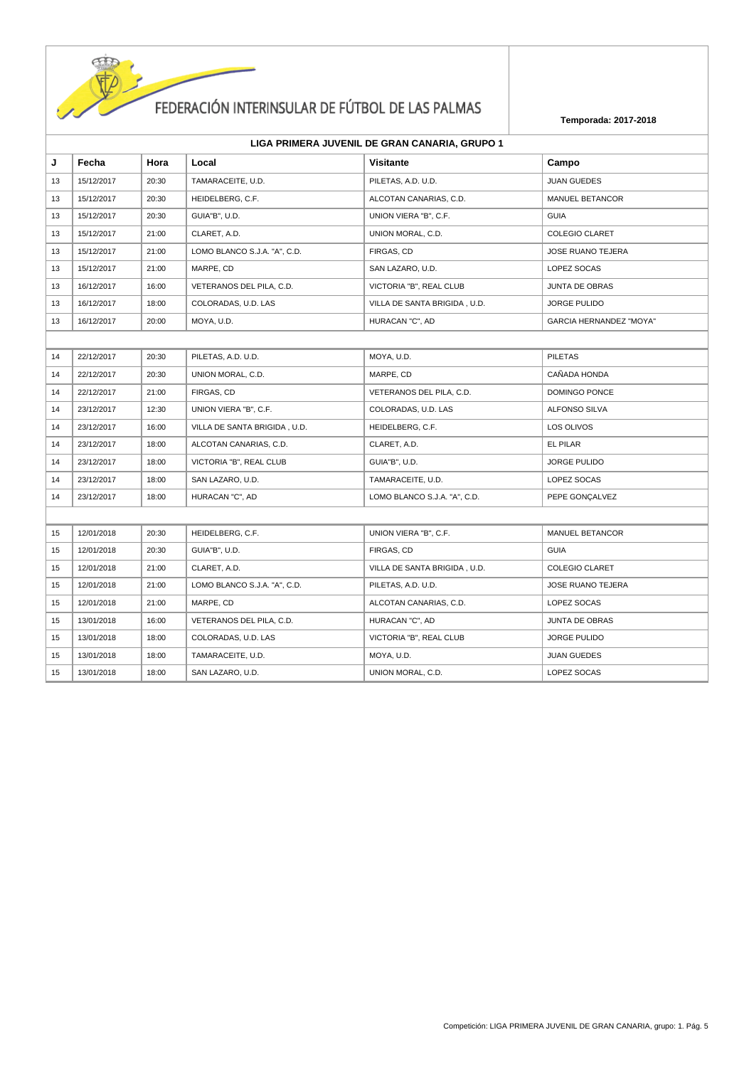# FEDERACIÓN INTERINSULAR DE FÚTBOL DE LAS PALMAS

**Temporada: 2017-2018**

## LIGA PRIMERA JUVENIL DE GRAN CANARIA, GRUPO 1

| J | Fecha | Hora | Local | Visitante | Campo |
|---|---|---|---|---|---|
| 13 | 15/12/2017 | 20:30 | TAMARACEITE, U.D. | PILETAS, A.D. U.D. | JUAN GUEDES |
| 13 | 15/12/2017 | 20:30 | HEIDELBERG, C.F. | ALCOTAN CANARIAS, C.D. | MANUEL BETANCOR |
| 13 | 15/12/2017 | 20:30 | GUIA"B", U.D. | UNION VIERA "B", C.F. | GUIA |
| 13 | 15/12/2017 | 21:00 | CLARET, A.D. | UNION MORAL, C.D. | COLEGIO CLARET |
| 13 | 15/12/2017 | 21:00 | LOMO BLANCO S.J.A. "A", C.D. | FIRGAS, CD | JOSE RUANO TEJERA |
| 13 | 15/12/2017 | 21:00 | MARPE, CD | SAN LAZARO, U.D. | LOPEZ SOCAS |
| 13 | 16/12/2017 | 16:00 | VETERANOS DEL PILA, C.D. | VICTORIA "B", REAL CLUB | JUNTA DE OBRAS |
| 13 | 16/12/2017 | 18:00 | COLORADAS, U.D. LAS | VILLA DE SANTA BRIGIDA , U.D. | JORGE PULIDO |
| 13 | 16/12/2017 | 20:00 | MOYA, U.D. | HURACAN "C", AD | GARCIA HERNANDEZ "MOYA" |
| | | | | | |
| 14 | 22/12/2017 | 20:30 | PILETAS, A.D. U.D. | MOYA, U.D. | PILETAS |
| 14 | 22/12/2017 | 20:30 | UNION MORAL, C.D. | MARPE, CD | CAÑADA HONDA |
| 14 | 22/12/2017 | 21:00 | FIRGAS, CD | VETERANOS DEL PILA, C.D. | DOMINGO PONCE |
| 14 | 23/12/2017 | 12:30 | UNION VIERA "B", C.F. | COLORADAS, U.D. LAS | ALFONSO SILVA |
| 14 | 23/12/2017 | 16:00 | VILLA DE SANTA BRIGIDA , U.D. | HEIDELBERG, C.F. | LOS OLIVOS |
| 14 | 23/12/2017 | 18:00 | ALCOTAN CANARIAS, C.D. | CLARET, A.D. | EL PILAR |
| 14 | 23/12/2017 | 18:00 | VICTORIA "B", REAL CLUB | GUIA"B", U.D. | JORGE PULIDO |
| 14 | 23/12/2017 | 18:00 | SAN LAZARO, U.D. | TAMARACEITE, U.D. | LOPEZ SOCAS |
| 14 | 23/12/2017 | 18:00 | HURACAN "C", AD | LOMO BLANCO S.J.A. "A", C.D. | PEPE GONÇALVEZ |
| | | | | | |
| 15 | 12/01/2018 | 20:30 | HEIDELBERG, C.F. | UNION VIERA "B", C.F. | MANUEL BETANCOR |
| 15 | 12/01/2018 | 20:30 | GUIA"B", U.D. | FIRGAS, CD | GUIA |
| 15 | 12/01/2018 | 21:00 | CLARET, A.D. | VILLA DE SANTA BRIGIDA , U.D. | COLEGIO CLARET |
| 15 | 12/01/2018 | 21:00 | LOMO BLANCO S.J.A. "A", C.D. | PILETAS, A.D. U.D. | JOSE RUANO TEJERA |
| 15 | 12/01/2018 | 21:00 | MARPE, CD | ALCOTAN CANARIAS, C.D. | LOPEZ SOCAS |
| 15 | 13/01/2018 | 16:00 | VETERANOS DEL PILA, C.D. | HURACAN "C", AD | JUNTA DE OBRAS |
| 15 | 13/01/2018 | 18:00 | COLORADAS, U.D. LAS | VICTORIA "B", REAL CLUB | JORGE PULIDO |
| 15 | 13/01/2018 | 18:00 | TAMARACEITE, U.D. | MOYA, U.D. | JUAN GUEDES |
| 15 | 13/01/2018 | 18:00 | SAN LAZARO, U.D. | UNION MORAL, C.D. | LOPEZ SOCAS |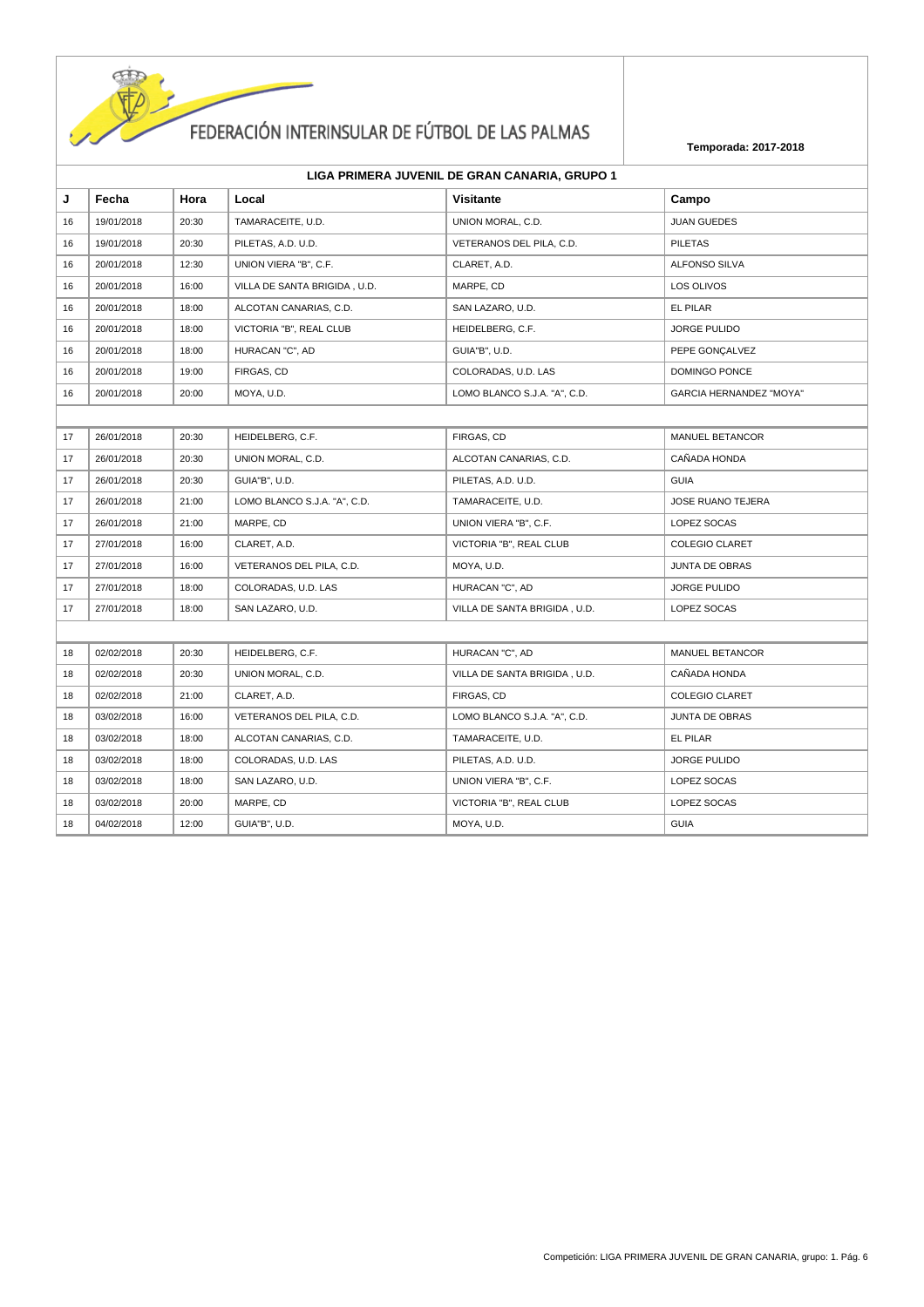# FEDERACIÓN INTERINSULAR DE FÚTBOL DE LAS PALMAS

**Temporada: 2017-2018**

## LIGA PRIMERA JUVENIL DE GRAN CANARIA, GRUPO 1

| J | Fecha | Hora | Local | Visitante | Campo |
|---|---|---|---|---|---|
| 16 | 19/01/2018 | 20:30 | TAMARACEITE, U.D. | UNION MORAL, C.D. | JUAN GUEDES |
| 16 | 19/01/2018 | 20:30 | PILETAS, A.D. U.D. | VETERANOS DEL PILA, C.D. | PILETAS |
| 16 | 20/01/2018 | 12:30 | UNION VIERA "B", C.F. | CLARET, A.D. | ALFONSO SILVA |
| 16 | 20/01/2018 | 16:00 | VILLA DE SANTA BRIGIDA , U.D. | MARPE, CD | LOS OLIVOS |
| 16 | 20/01/2018 | 18:00 | ALCOTAN CANARIAS, C.D. | SAN LAZARO, U.D. | EL PILAR |
| 16 | 20/01/2018 | 18:00 | VICTORIA "B", REAL CLUB | HEIDELBERG, C.F. | JORGE PULIDO |
| 16 | 20/01/2018 | 18:00 | HURACAN "C", AD | GUIA"B", U.D. | PEPE GONÇALVEZ |
| 16 | 20/01/2018 | 19:00 | FIRGAS, CD | COLORADAS, U.D. LAS | DOMINGO PONCE |
| 16 | 20/01/2018 | 20:00 | MOYA, U.D. | LOMO BLANCO S.J.A. "A", C.D. | GARCIA HERNANDEZ "MOYA" |
| | | | | | |
| 17 | 26/01/2018 | 20:30 | HEIDELBERG, C.F. | FIRGAS, CD | MANUEL BETANCOR |
| 17 | 26/01/2018 | 20:30 | UNION MORAL, C.D. | ALCOTAN CANARIAS, C.D. | CAÑADA HONDA |
| 17 | 26/01/2018 | 20:30 | GUIA"B", U.D. | PILETAS, A.D. U.D. | GUIA |
| 17 | 26/01/2018 | 21:00 | LOMO BLANCO S.J.A. "A", C.D. | TAMARACEITE, U.D. | JOSE RUANO TEJERA |
| 17 | 26/01/2018 | 21:00 | MARPE, CD | UNION VIERA "B", C.F. | LOPEZ SOCAS |
| 17 | 27/01/2018 | 16:00 | CLARET, A.D. | VICTORIA "B", REAL CLUB | COLEGIO CLARET |
| 17 | 27/01/2018 | 16:00 | VETERANOS DEL PILA, C.D. | MOYA, U.D. | JUNTA DE OBRAS |
| 17 | 27/01/2018 | 18:00 | COLORADAS, U.D. LAS | HURACAN "C", AD | JORGE PULIDO |
| 17 | 27/01/2018 | 18:00 | SAN LAZARO, U.D. | VILLA DE SANTA BRIGIDA , U.D. | LOPEZ SOCAS |
| | | | | | |
| 18 | 02/02/2018 | 20:30 | HEIDELBERG, C.F. | HURACAN "C", AD | MANUEL BETANCOR |
| 18 | 02/02/2018 | 20:30 | UNION MORAL, C.D. | VILLA DE SANTA BRIGIDA , U.D. | CAÑADA HONDA |
| 18 | 02/02/2018 | 21:00 | CLARET, A.D. | FIRGAS, CD | COLEGIO CLARET |
| 18 | 03/02/2018 | 16:00 | VETERANOS DEL PILA, C.D. | LOMO BLANCO S.J.A. "A", C.D. | JUNTA DE OBRAS |
| 18 | 03/02/2018 | 18:00 | ALCOTAN CANARIAS, C.D. | TAMARACEITE, U.D. | EL PILAR |
| 18 | 03/02/2018 | 18:00 | COLORADAS, U.D. LAS | PILETAS, A.D. U.D. | JORGE PULIDO |
| 18 | 03/02/2018 | 18:00 | SAN LAZARO, U.D. | UNION VIERA "B", C.F. | LOPEZ SOCAS |
| 18 | 03/02/2018 | 20:00 | MARPE, CD | VICTORIA "B", REAL CLUB | LOPEZ SOCAS |
| 18 | 04/02/2018 | 12:00 | GUIA"B", U.D. | MOYA, U.D. | GUIA |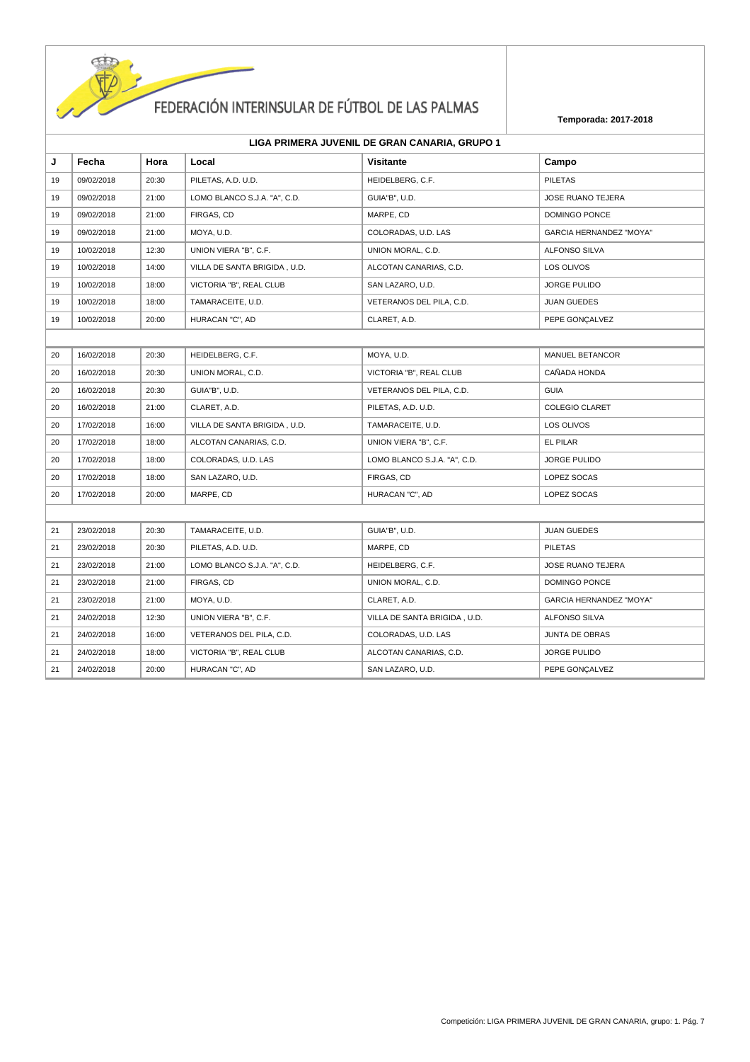# FEDERACIÓN INTERINSULAR DE FÚTBOL DE LAS PALMAS

**Temporada: 2017-2018**

## LIGA PRIMERA JUVENIL DE GRAN CANARIA, GRUPO 1

| J | Fecha | Hora | Local | Visitante | Campo |
|---|---|---|---|---|---|
| 19 | 09/02/2018 | 20:30 | PILETAS, A.D. U.D. | HEIDELBERG, C.F. | PILETAS |
| 19 | 09/02/2018 | 21:00 | LOMO BLANCO S.J.A. "A", C.D. | GUIA"B", U.D. | JOSE RUANO TEJERA |
| 19 | 09/02/2018 | 21:00 | FIRGAS, CD | MARPE, CD | DOMINGO PONCE |
| 19 | 09/02/2018 | 21:00 | MOYA, U.D. | COLORADAS, U.D. LAS | GARCIA HERNANDEZ "MOYA" |
| 19 | 10/02/2018 | 12:30 | UNION VIERA "B", C.F. | UNION MORAL, C.D. | ALFONSO SILVA |
| 19 | 10/02/2018 | 14:00 | VILLA DE SANTA BRIGIDA , U.D. | ALCOTAN CANARIAS, C.D. | LOS OLIVOS |
| 19 | 10/02/2018 | 18:00 | VICTORIA "B", REAL CLUB | SAN LAZARO, U.D. | JORGE PULIDO |
| 19 | 10/02/2018 | 18:00 | TAMARACEITE, U.D. | VETERANOS DEL PILA, C.D. | JUAN GUEDES |
| 19 | 10/02/2018 | 20:00 | HURACAN "C", AD | CLARET, A.D. | PEPE GONÇALVEZ |
| | | | | | |
| 20 | 16/02/2018 | 20:30 | HEIDELBERG, C.F. | MOYA, U.D. | MANUEL BETANCOR |
| 20 | 16/02/2018 | 20:30 | UNION MORAL, C.D. | VICTORIA "B", REAL CLUB | CAÑADA HONDA |
| 20 | 16/02/2018 | 20:30 | GUIA"B", U.D. | VETERANOS DEL PILA, C.D. | GUIA |
| 20 | 16/02/2018 | 21:00 | CLARET, A.D. | PILETAS, A.D. U.D. | COLEGIO CLARET |
| 20 | 17/02/2018 | 16:00 | VILLA DE SANTA BRIGIDA , U.D. | TAMARACEITE, U.D. | LOS OLIVOS |
| 20 | 17/02/2018 | 18:00 | ALCOTAN CANARIAS, C.D. | UNION VIERA "B", C.F. | EL PILAR |
| 20 | 17/02/2018 | 18:00 | COLORADAS, U.D. LAS | LOMO BLANCO S.J.A. "A", C.D. | JORGE PULIDO |
| 20 | 17/02/2018 | 18:00 | SAN LAZARO, U.D. | FIRGAS, CD | LOPEZ SOCAS |
| 20 | 17/02/2018 | 20:00 | MARPE, CD | HURACAN "C", AD | LOPEZ SOCAS |
| | | | | | |
| 21 | 23/02/2018 | 20:30 | TAMARACEITE, U.D. | GUIA"B", U.D. | JUAN GUEDES |
| 21 | 23/02/2018 | 20:30 | PILETAS, A.D. U.D. | MARPE, CD | PILETAS |
| 21 | 23/02/2018 | 21:00 | LOMO BLANCO S.J.A. "A", C.D. | HEIDELBERG, C.F. | JOSE RUANO TEJERA |
| 21 | 23/02/2018 | 21:00 | FIRGAS, CD | UNION MORAL, C.D. | DOMINGO PONCE |
| 21 | 23/02/2018 | 21:00 | MOYA, U.D. | CLARET, A.D. | GARCIA HERNANDEZ "MOYA" |
| 21 | 24/02/2018 | 12:30 | UNION VIERA "B", C.F. | VILLA DE SANTA BRIGIDA , U.D. | ALFONSO SILVA |
| 21 | 24/02/2018 | 16:00 | VETERANOS DEL PILA, C.D. | COLORADAS, U.D. LAS | JUNTA DE OBRAS |
| 21 | 24/02/2018 | 18:00 | VICTORIA "B", REAL CLUB | ALCOTAN CANARIAS, C.D. | JORGE PULIDO |
| 21 | 24/02/2018 | 20:00 | HURACAN "C", AD | SAN LAZARO, U.D. | PEPE GONÇALVEZ |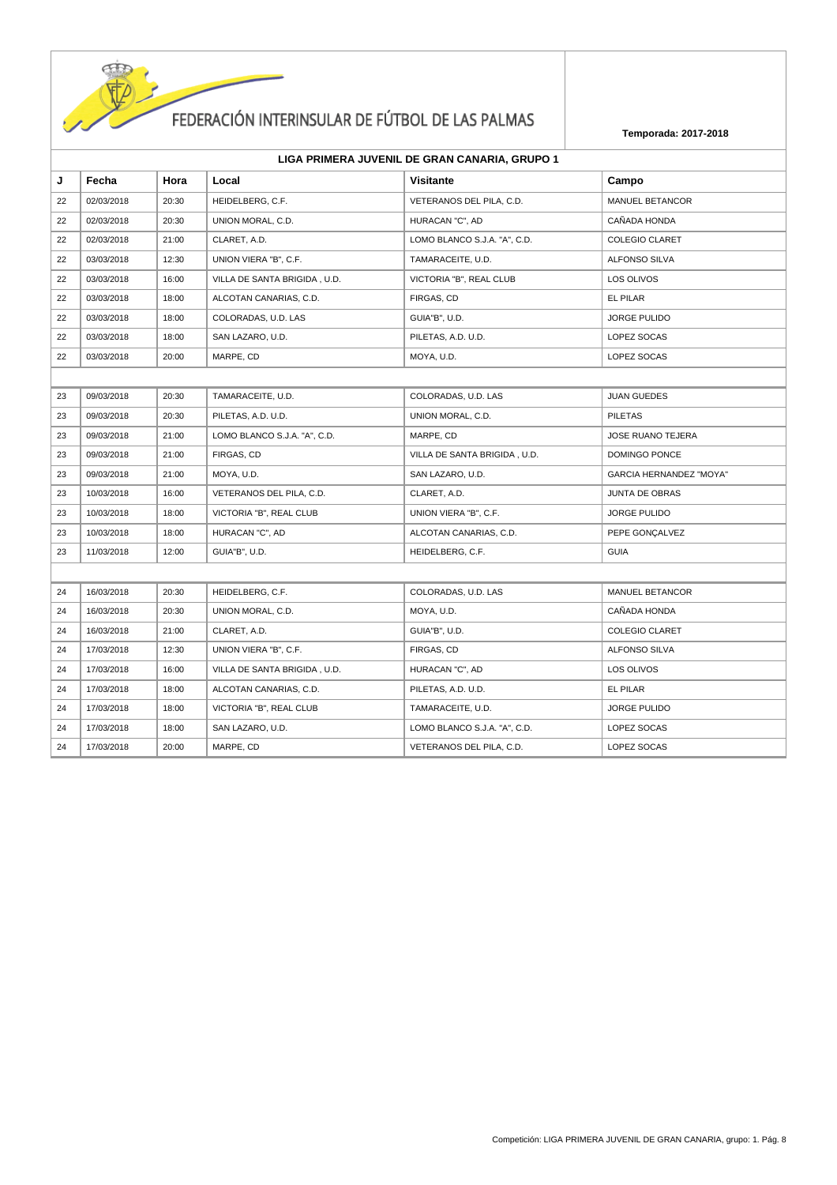FEDERACIÓN INTERINSULAR DE FÚTBOL DE LAS PALMAS

**Temporada: 2017-2018**

## LIGA PRIMERA JUVENIL DE GRAN CANARIA, GRUPO 1

| J | Fecha | Hora | Local | Visitante | Campo |
|---|---|---|---|---|---|
| 22 | 02/03/2018 | 20:30 | HEIDELBERG, C.F. | VETERANOS DEL PILA, C.D. | MANUEL BETANCOR |
| 22 | 02/03/2018 | 20:30 | UNION MORAL, C.D. | HURACAN "C", AD | CAÑADA HONDA |
| 22 | 02/03/2018 | 21:00 | CLARET, A.D. | LOMO BLANCO S.J.A. "A", C.D. | COLEGIO CLARET |
| 22 | 03/03/2018 | 12:30 | UNION VIERA "B", C.F. | TAMARACEITE, U.D. | ALFONSO SILVA |
| 22 | 03/03/2018 | 16:00 | VILLA DE SANTA BRIGIDA , U.D. | VICTORIA "B", REAL CLUB | LOS OLIVOS |
| 22 | 03/03/2018 | 18:00 | ALCOTAN CANARIAS, C.D. | FIRGAS, CD | EL PILAR |
| 22 | 03/03/2018 | 18:00 | COLORADAS, U.D. LAS | GUIA"B", U.D. | JORGE PULIDO |
| 22 | 03/03/2018 | 18:00 | SAN LAZARO, U.D. | PILETAS, A.D. U.D. | LOPEZ SOCAS |
| 22 | 03/03/2018 | 20:00 | MARPE, CD | MOYA, U.D. | LOPEZ SOCAS |
| | | | | | |
| 23 | 09/03/2018 | 20:30 | TAMARACEITE, U.D. | COLORADAS, U.D. LAS | JUAN GUEDES |
| 23 | 09/03/2018 | 20:30 | PILETAS, A.D. U.D. | UNION MORAL, C.D. | PILETAS |
| 23 | 09/03/2018 | 21:00 | LOMO BLANCO S.J.A. "A", C.D. | MARPE, CD | JOSE RUANO TEJERA |
| 23 | 09/03/2018 | 21:00 | FIRGAS, CD | VILLA DE SANTA BRIGIDA , U.D. | DOMINGO PONCE |
| 23 | 09/03/2018 | 21:00 | MOYA, U.D. | SAN LAZARO, U.D. | GARCIA HERNANDEZ "MOYA" |
| 23 | 10/03/2018 | 16:00 | VETERANOS DEL PILA, C.D. | CLARET, A.D. | JUNTA DE OBRAS |
| 23 | 10/03/2018 | 18:00 | VICTORIA "B", REAL CLUB | UNION VIERA "B", C.F. | JORGE PULIDO |
| 23 | 10/03/2018 | 18:00 | HURACAN "C", AD | ALCOTAN CANARIAS, C.D. | PEPE GONÇALVEZ |
| 23 | 11/03/2018 | 12:00 | GUIA"B", U.D. | HEIDELBERG, C.F. | GUIA |
| | | | | | |
| 24 | 16/03/2018 | 20:30 | HEIDELBERG, C.F. | COLORADAS, U.D. LAS | MANUEL BETANCOR |
| 24 | 16/03/2018 | 20:30 | UNION MORAL, C.D. | MOYA, U.D. | CAÑADA HONDA |
| 24 | 16/03/2018 | 21:00 | CLARET, A.D. | GUIA"B", U.D. | COLEGIO CLARET |
| 24 | 17/03/2018 | 12:30 | UNION VIERA "B", C.F. | FIRGAS, CD | ALFONSO SILVA |
| 24 | 17/03/2018 | 16:00 | VILLA DE SANTA BRIGIDA , U.D. | HURACAN "C", AD | LOS OLIVOS |
| 24 | 17/03/2018 | 18:00 | ALCOTAN CANARIAS, C.D. | PILETAS, A.D. U.D. | EL PILAR |
| 24 | 17/03/2018 | 18:00 | VICTORIA "B", REAL CLUB | TAMARACEITE, U.D. | JORGE PULIDO |
| 24 | 17/03/2018 | 18:00 | SAN LAZARO, U.D. | LOMO BLANCO S.J.A. "A", C.D. | LOPEZ SOCAS |
| 24 | 17/03/2018 | 20:00 | MARPE, CD | VETERANOS DEL PILA, C.D. | LOPEZ SOCAS |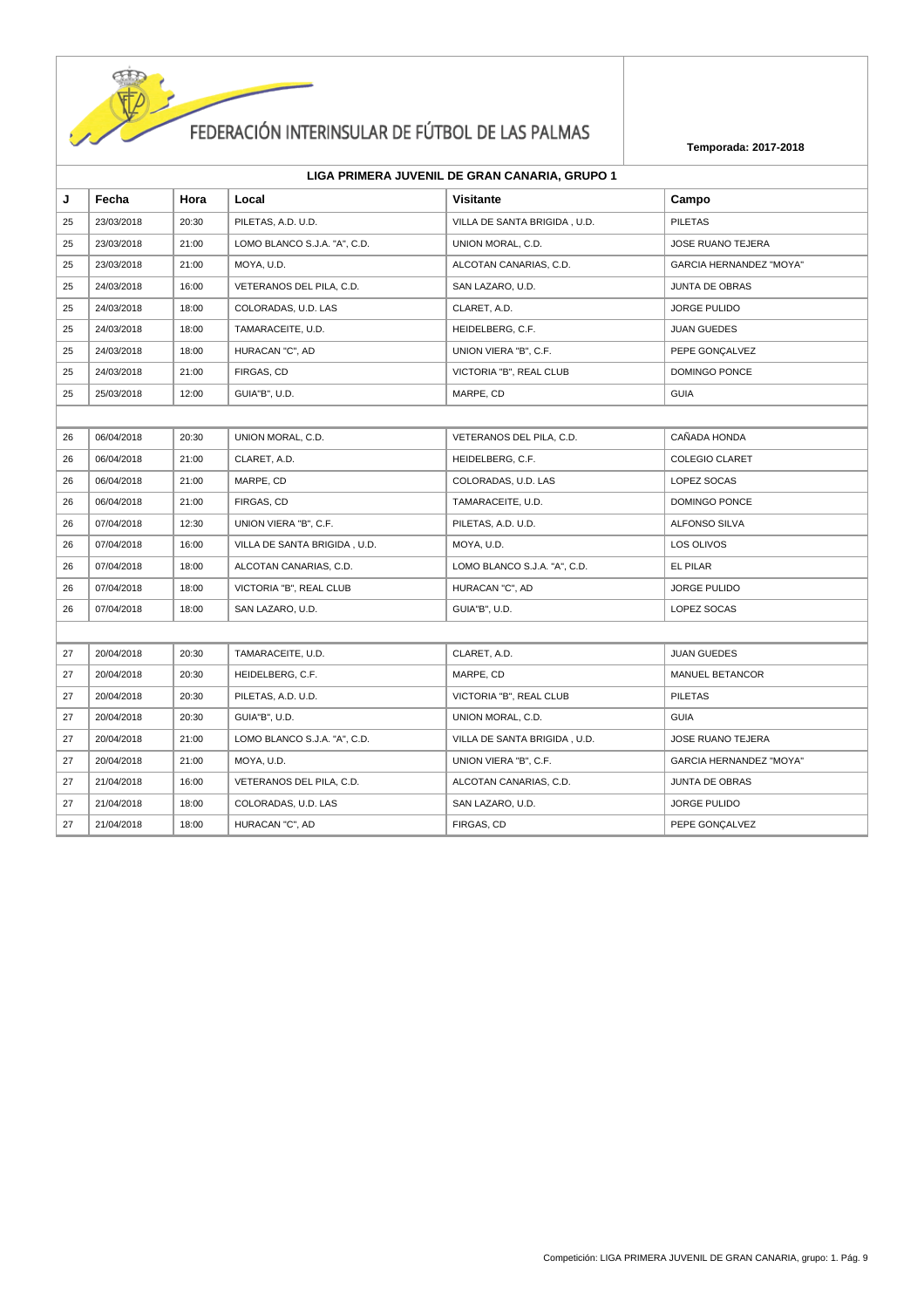FEDERACIÓN INTERINSULAR DE FÚTBOL DE LAS PALMAS

**Temporada: 2017-2018**

## LIGA PRIMERA JUVENIL DE GRAN CANARIA, GRUPO 1

| J | Fecha | Hora | Local | Visitante | Campo |
|---|---|---|---|---|---|
| 25 | 23/03/2018 | 20:30 | PILETAS, A.D. U.D. | VILLA DE SANTA BRIGIDA , U.D. | PILETAS |
| 25 | 23/03/2018 | 21:00 | LOMO BLANCO S.J.A. "A", C.D. | UNION MORAL, C.D. | JOSE RUANO TEJERA |
| 25 | 23/03/2018 | 21:00 | MOYA, U.D. | ALCOTAN CANARIAS, C.D. | GARCIA HERNANDEZ "MOYA" |
| 25 | 24/03/2018 | 16:00 | VETERANOS DEL PILA, C.D. | SAN LAZARO, U.D. | JUNTA DE OBRAS |
| 25 | 24/03/2018 | 18:00 | COLORADAS, U.D. LAS | CLARET, A.D. | JORGE PULIDO |
| 25 | 24/03/2018 | 18:00 | TAMARACEITE, U.D. | HEIDELBERG, C.F. | JUAN GUEDES |
| 25 | 24/03/2018 | 18:00 | HURACAN "C", AD | UNION VIERA "B", C.F. | PEPE GONÇALVEZ |
| 25 | 24/03/2018 | 21:00 | FIRGAS, CD | VICTORIA "B", REAL CLUB | DOMINGO PONCE |
| 25 | 25/03/2018 | 12:00 | GUIA"B", U.D. | MARPE, CD | GUIA |
| | | | | | |
| 26 | 06/04/2018 | 20:30 | UNION MORAL, C.D. | VETERANOS DEL PILA, C.D. | CAÑADA HONDA |
| 26 | 06/04/2018 | 21:00 | CLARET, A.D. | HEIDELBERG, C.F. | COLEGIO CLARET |
| 26 | 06/04/2018 | 21:00 | MARPE, CD | COLORADAS, U.D. LAS | LOPEZ SOCAS |
| 26 | 06/04/2018 | 21:00 | FIRGAS, CD | TAMARACEITE, U.D. | DOMINGO PONCE |
| 26 | 07/04/2018 | 12:30 | UNION VIERA "B", C.F. | PILETAS, A.D. U.D. | ALFONSO SILVA |
| 26 | 07/04/2018 | 16:00 | VILLA DE SANTA BRIGIDA , U.D. | MOYA, U.D. | LOS OLIVOS |
| 26 | 07/04/2018 | 18:00 | ALCOTAN CANARIAS, C.D. | LOMO BLANCO S.J.A. "A", C.D. | EL PILAR |
| 26 | 07/04/2018 | 18:00 | VICTORIA "B", REAL CLUB | HURACAN "C", AD | JORGE PULIDO |
| 26 | 07/04/2018 | 18:00 | SAN LAZARO, U.D. | GUIA"B", U.D. | LOPEZ SOCAS |
| | | | | | |
| 27 | 20/04/2018 | 20:30 | TAMARACEITE, U.D. | CLARET, A.D. | JUAN GUEDES |
| 27 | 20/04/2018 | 20:30 | HEIDELBERG, C.F. | MARPE, CD | MANUEL BETANCOR |
| 27 | 20/04/2018 | 20:30 | PILETAS, A.D. U.D. | VICTORIA "B", REAL CLUB | PILETAS |
| 27 | 20/04/2018 | 20:30 | GUIA"B", U.D. | UNION MORAL, C.D. | GUIA |
| 27 | 20/04/2018 | 21:00 | LOMO BLANCO S.J.A. "A", C.D. | VILLA DE SANTA BRIGIDA , U.D. | JOSE RUANO TEJERA |
| 27 | 20/04/2018 | 21:00 | MOYA, U.D. | UNION VIERA "B", C.F. | GARCIA HERNANDEZ "MOYA" |
| 27 | 21/04/2018 | 16:00 | VETERANOS DEL PILA, C.D. | ALCOTAN CANARIAS, C.D. | JUNTA DE OBRAS |
| 27 | 21/04/2018 | 18:00 | COLORADAS, U.D. LAS | SAN LAZARO, U.D. | JORGE PULIDO |
| 27 | 21/04/2018 | 18:00 | HURACAN "C", AD | FIRGAS, CD | PEPE GONÇALVEZ |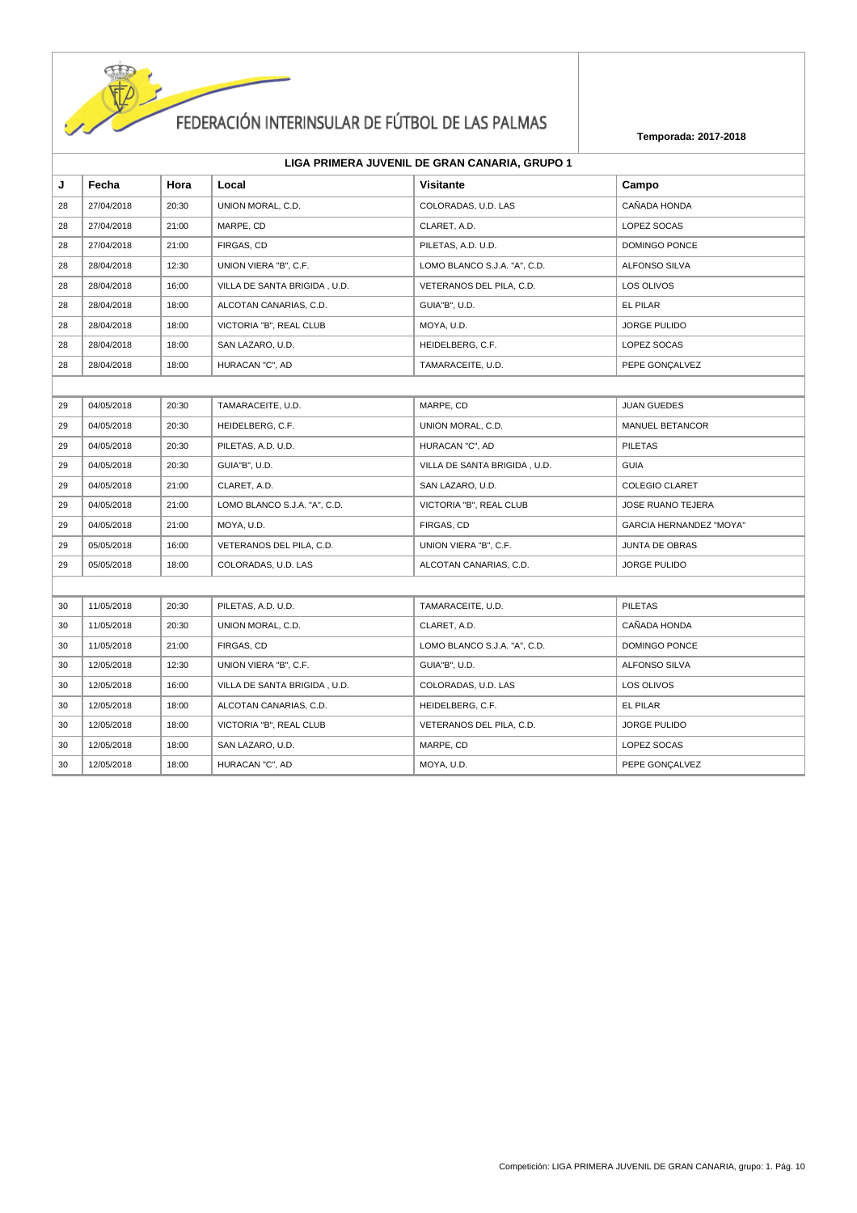# FEDERACIÓN INTERINSULAR DE FÚTBOL DE LAS PALMAS

**Temporada: 2017-2018**

## LIGA PRIMERA JUVENIL DE GRAN CANARIA, GRUPO 1

| J | Fecha | Hora | Local | Visitante | Campo |
|---|---|---|---|---|---|
| 28 | 27/04/2018 | 20:30 | UNION MORAL, C.D. | COLORADAS, U.D. LAS | CAÑADA HONDA |
| 28 | 27/04/2018 | 21:00 | MARPE, CD | CLARET, A.D. | LOPEZ SOCAS |
| 28 | 27/04/2018 | 21:00 | FIRGAS, CD | PILETAS, A.D. U.D. | DOMINGO PONCE |
| 28 | 28/04/2018 | 12:30 | UNION VIERA "B", C.F. | LOMO BLANCO S.J.A. "A", C.D. | ALFONSO SILVA |
| 28 | 28/04/2018 | 16:00 | VILLA DE SANTA BRIGIDA , U.D. | VETERANOS DEL PILA, C.D. | LOS OLIVOS |
| 28 | 28/04/2018 | 18:00 | ALCOTAN CANARIAS, C.D. | GUIA"B", U.D. | EL PILAR |
| 28 | 28/04/2018 | 18:00 | VICTORIA "B", REAL CLUB | MOYA, U.D. | JORGE PULIDO |
| 28 | 28/04/2018 | 18:00 | SAN LAZARO, U.D. | HEIDELBERG, C.F. | LOPEZ SOCAS |
| 28 | 28/04/2018 | 18:00 | HURACAN "C", AD | TAMARACEITE, U.D. | PEPE GONÇALVEZ |
| | | | | | |
| 29 | 04/05/2018 | 20:30 | TAMARACEITE, U.D. | MARPE, CD | JUAN GUEDES |
| 29 | 04/05/2018 | 20:30 | HEIDELBERG, C.F. | UNION MORAL, C.D. | MANUEL BETANCOR |
| 29 | 04/05/2018 | 20:30 | PILETAS, A.D. U.D. | HURACAN "C", AD | PILETAS |
| 29 | 04/05/2018 | 20:30 | GUIA"B", U.D. | VILLA DE SANTA BRIGIDA , U.D. | GUIA |
| 29 | 04/05/2018 | 21:00 | CLARET, A.D. | SAN LAZARO, U.D. | COLEGIO CLARET |
| 29 | 04/05/2018 | 21:00 | LOMO BLANCO S.J.A. "A", C.D. | VICTORIA "B", REAL CLUB | JOSE RUANO TEJERA |
| 29 | 04/05/2018 | 21:00 | MOYA, U.D. | FIRGAS, CD | GARCIA HERNANDEZ "MOYA" |
| 29 | 05/05/2018 | 16:00 | VETERANOS DEL PILA, C.D. | UNION VIERA "B", C.F. | JUNTA DE OBRAS |
| 29 | 05/05/2018 | 18:00 | COLORADAS, U.D. LAS | ALCOTAN CANARIAS, C.D. | JORGE PULIDO |
| | | | | | |
| 30 | 11/05/2018 | 20:30 | PILETAS, A.D. U.D. | TAMARACEITE, U.D. | PILETAS |
| 30 | 11/05/2018 | 20:30 | UNION MORAL, C.D. | CLARET, A.D. | CAÑADA HONDA |
| 30 | 11/05/2018 | 21:00 | FIRGAS, CD | LOMO BLANCO S.J.A. "A", C.D. | DOMINGO PONCE |
| 30 | 12/05/2018 | 12:30 | UNION VIERA "B", C.F. | GUIA"B", U.D. | ALFONSO SILVA |
| 30 | 12/05/2018 | 16:00 | VILLA DE SANTA BRIGIDA , U.D. | COLORADAS, U.D. LAS | LOS OLIVOS |
| 30 | 12/05/2018 | 18:00 | ALCOTAN CANARIAS, C.D. | HEIDELBERG, C.F. | EL PILAR |
| 30 | 12/05/2018 | 18:00 | VICTORIA "B", REAL CLUB | VETERANOS DEL PILA, C.D. | JORGE PULIDO |
| 30 | 12/05/2018 | 18:00 | SAN LAZARO, U.D. | MARPE, CD | LOPEZ SOCAS |
| 30 | 12/05/2018 | 18:00 | HURACAN "C", AD | MOYA, U.D. | PEPE GONÇALVEZ |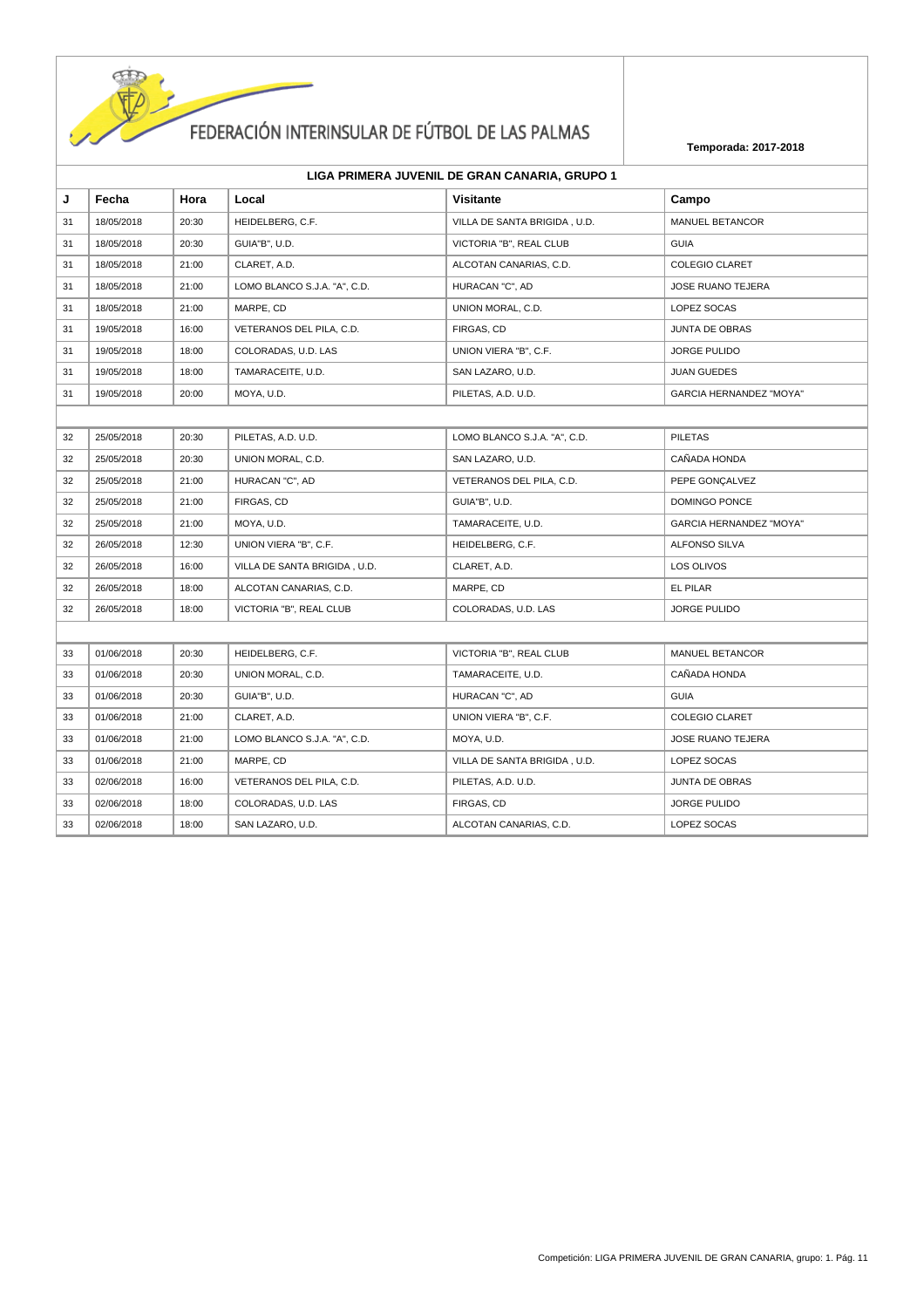# FEDERACIÓN INTERINSULAR DE FÚTBOL DE LAS PALMAS

**Temporada: 2017-2018**

## LIGA PRIMERA JUVENIL DE GRAN CANARIA, GRUPO 1

| J | Fecha | Hora | Local | Visitante | Campo |
|---|---|---|---|---|---|
| 31 | 18/05/2018 | 20:30 | HEIDELBERG, C.F. | VILLA DE SANTA BRIGIDA , U.D. | MANUEL BETANCOR |
| 31 | 18/05/2018 | 20:30 | GUIA"B", U.D. | VICTORIA "B", REAL CLUB | GUIA |
| 31 | 18/05/2018 | 21:00 | CLARET, A.D. | ALCOTAN CANARIAS, C.D. | COLEGIO CLARET |
| 31 | 18/05/2018 | 21:00 | LOMO BLANCO S.J.A. "A", C.D. | HURACAN "C", AD | JOSE RUANO TEJERA |
| 31 | 18/05/2018 | 21:00 | MARPE, CD | UNION MORAL, C.D. | LOPEZ SOCAS |
| 31 | 19/05/2018 | 16:00 | VETERANOS DEL PILA, C.D. | FIRGAS, CD | JUNTA DE OBRAS |
| 31 | 19/05/2018 | 18:00 | COLORADAS, U.D. LAS | UNION VIERA "B", C.F. | JORGE PULIDO |
| 31 | 19/05/2018 | 18:00 | TAMARACEITE, U.D. | SAN LAZARO, U.D. | JUAN GUEDES |
| 31 | 19/05/2018 | 20:00 | MOYA, U.D. | PILETAS, A.D. U.D. | GARCIA HERNANDEZ "MOYA" |
| | | | | | |
| 32 | 25/05/2018 | 20:30 | PILETAS, A.D. U.D. | LOMO BLANCO S.J.A. "A", C.D. | PILETAS |
| 32 | 25/05/2018 | 20:30 | UNION MORAL, C.D. | SAN LAZARO, U.D. | CAÑADA HONDA |
| 32 | 25/05/2018 | 21:00 | HURACAN "C", AD | VETERANOS DEL PILA, C.D. | PEPE GONÇALVEZ |
| 32 | 25/05/2018 | 21:00 | FIRGAS, CD | GUIA"B", U.D. | DOMINGO PONCE |
| 32 | 25/05/2018 | 21:00 | MOYA, U.D. | TAMARACEITE, U.D. | GARCIA HERNANDEZ "MOYA" |
| 32 | 26/05/2018 | 12:30 | UNION VIERA "B", C.F. | HEIDELBERG, C.F. | ALFONSO SILVA |
| 32 | 26/05/2018 | 16:00 | VILLA DE SANTA BRIGIDA , U.D. | CLARET, A.D. | LOS OLIVOS |
| 32 | 26/05/2018 | 18:00 | ALCOTAN CANARIAS, C.D. | MARPE, CD | EL PILAR |
| 32 | 26/05/2018 | 18:00 | VICTORIA "B", REAL CLUB | COLORADAS, U.D. LAS | JORGE PULIDO |
| | | | | | |
| 33 | 01/06/2018 | 20:30 | HEIDELBERG, C.F. | VICTORIA "B", REAL CLUB | MANUEL BETANCOR |
| 33 | 01/06/2018 | 20:30 | UNION MORAL, C.D. | TAMARACEITE, U.D. | CAÑADA HONDA |
| 33 | 01/06/2018 | 20:30 | GUIA"B", U.D. | HURACAN "C", AD | GUIA |
| 33 | 01/06/2018 | 21:00 | CLARET, A.D. | UNION VIERA "B", C.F. | COLEGIO CLARET |
| 33 | 01/06/2018 | 21:00 | LOMO BLANCO S.J.A. "A", C.D. | MOYA, U.D. | JOSE RUANO TEJERA |
| 33 | 01/06/2018 | 21:00 | MARPE, CD | VILLA DE SANTA BRIGIDA , U.D. | LOPEZ SOCAS |
| 33 | 02/06/2018 | 16:00 | VETERANOS DEL PILA, C.D. | PILETAS, A.D. U.D. | JUNTA DE OBRAS |
| 33 | 02/06/2018 | 18:00 | COLORADAS, U.D. LAS | FIRGAS, CD | JORGE PULIDO |
| 33 | 02/06/2018 | 18:00 | SAN LAZARO, U.D. | ALCOTAN CANARIAS, C.D. | LOPEZ SOCAS |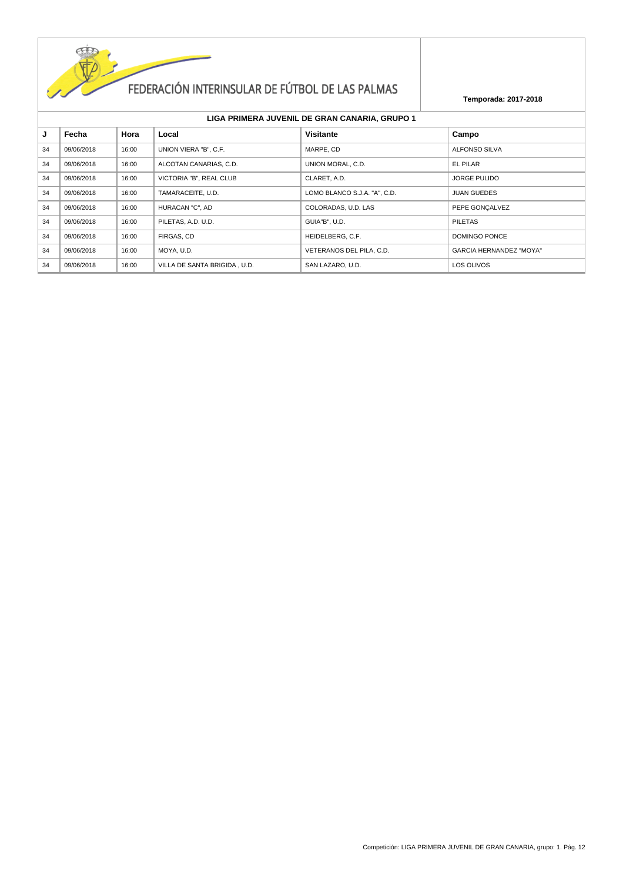FEDERACIÓN INTERINSULAR DE FÚTBOL DE LAS PALMAS

**Temporada: 2017-2018**

**LIGA PRIMERA JUVENIL DE GRAN CANARIA, GRUPO 1**

| J | Fecha | Hora | Local | Visitante | Campo |
|---|---|---|---|---|---|
| 34 | 09/06/2018 | 16:00 | UNION VIERA "B", C.F. | MARPE, CD | ALFONSO SILVA |
| 34 | 09/06/2018 | 16:00 | ALCOTAN CANARIAS, C.D. | UNION MORAL, C.D. | EL PILAR |
| 34 | 09/06/2018 | 16:00 | VICTORIA "B", REAL CLUB | CLARET, A.D. | JORGE PULIDO |
| 34 | 09/06/2018 | 16:00 | TAMARACEITE, U.D. | LOMO BLANCO S.J.A. "A", C.D. | JUAN GUEDES |
| 34 | 09/06/2018 | 16:00 | HURACAN "C", AD | COLORADAS, U.D. LAS | PEPE GONÇALVEZ |
| 34 | 09/06/2018 | 16:00 | PILETAS, A.D. U.D. | GUIA"B", U.D. | PILETAS |
| 34 | 09/06/2018 | 16:00 | FIRGAS, CD | HEIDELBERG, C.F. | DOMINGO PONCE |
| 34 | 09/06/2018 | 16:00 | MOYA, U.D. | VETERANOS DEL PILA, C.D. | GARCIA HERNANDEZ "MOYA" |
| 34 | 09/06/2018 | 16:00 | VILLA DE SANTA BRIGIDA , U.D. | SAN LAZARO, U.D. | LOS OLIVOS |